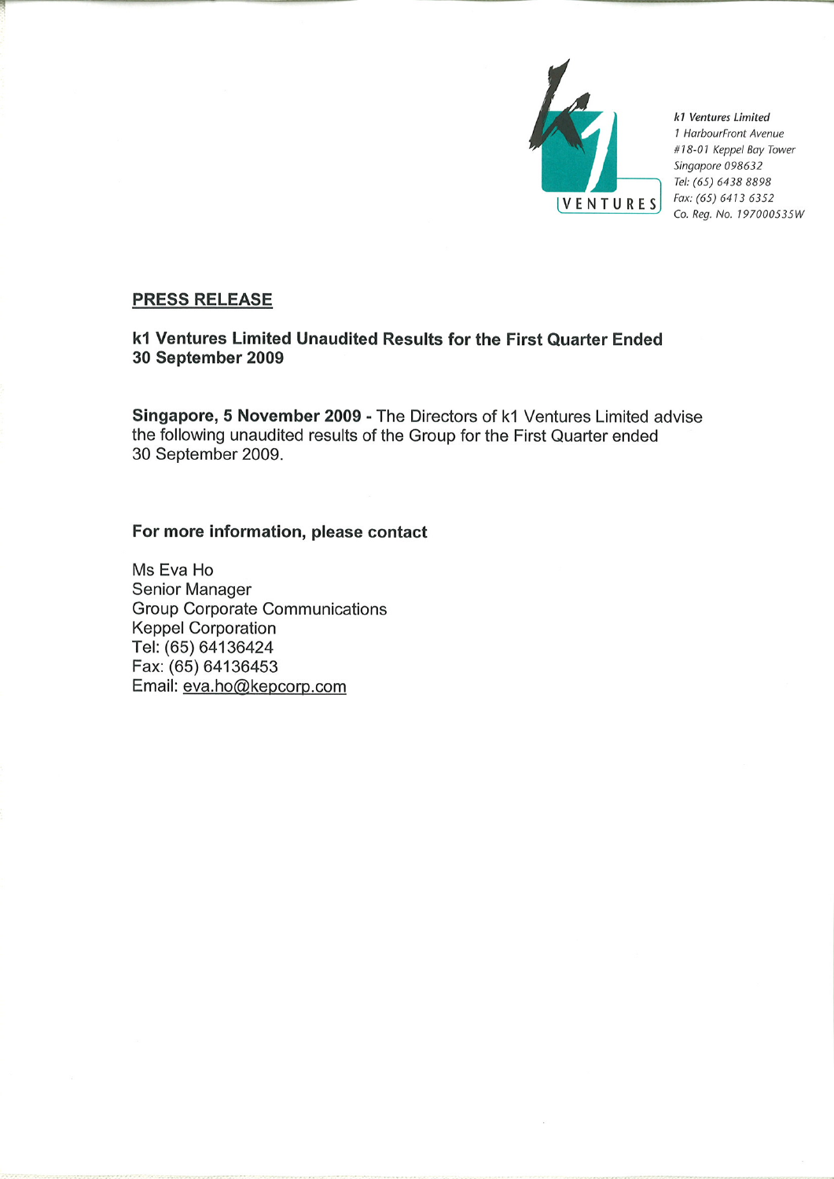*k1 Ventures Limited*
*1 HarbourFront Avenue*
*#18-01 Keppel Bay Tower*
*Singapore 098632*
*Tel: (65) 6438 8898*
*Fax: (65) 6413 6352*
*Co. Reg. No. 197000535W*

## PRESS RELEASE

**k1 Ventures Limited Unaudited Results for the First Quarter Ended 30 September 2009**

**Singapore, 5 November 2009 -** The Directors of k1 Ventures Limited advise the following unaudited results of the Group for the First Quarter ended 30 September 2009.

**For more information, please contact**

Ms Eva Ho
Senior Manager
Group Corporate Communications
Keppel Corporation
Tel: (65) 64136424
Fax: (65) 64136453
Email: eva.ho@kepcorp.com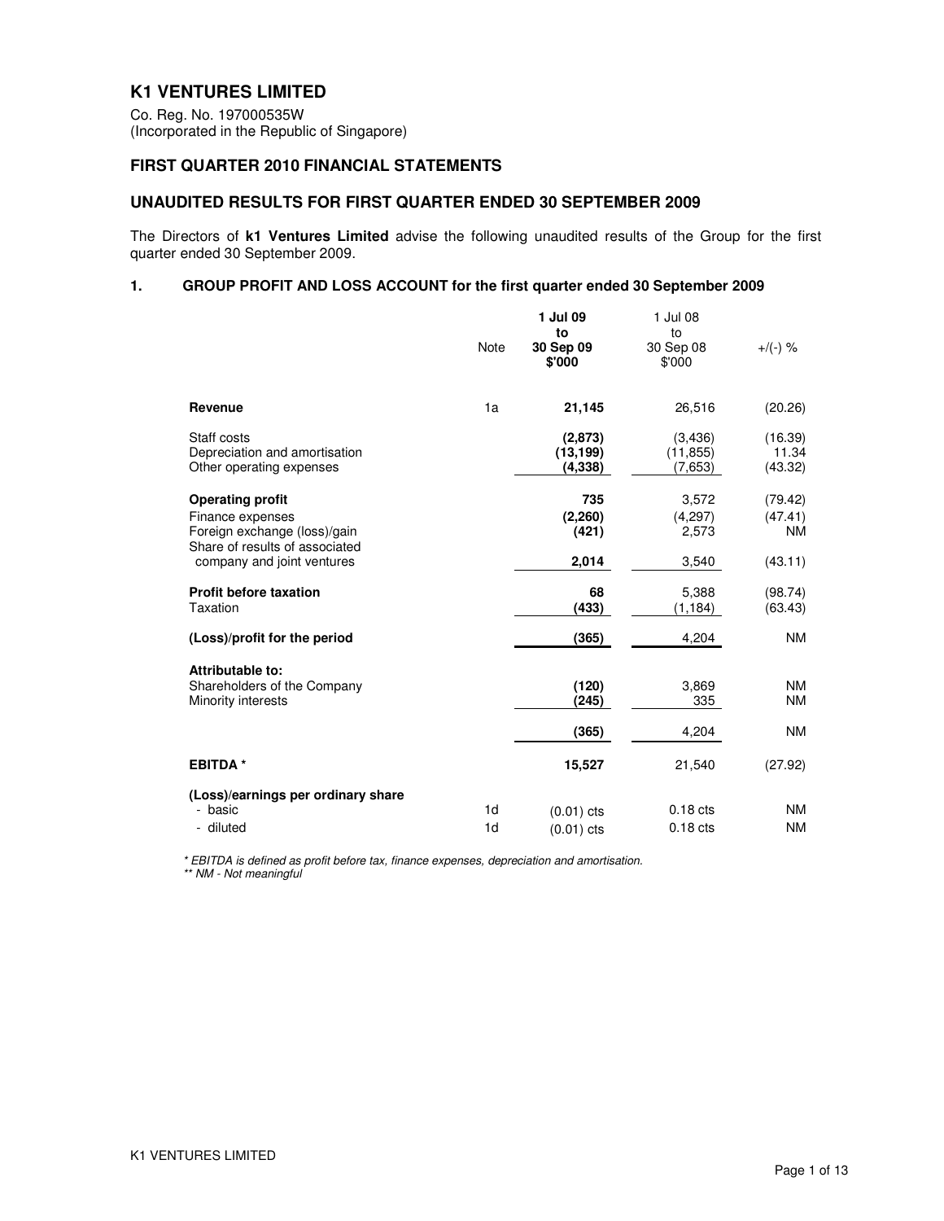# K1 VENTURES LIMITED

Co. Reg. No. 197000535W
(Incorporated in the Republic of Singapore)

## FIRST QUARTER 2010 FINANCIAL STATEMENTS

## UNAUDITED RESULTS FOR FIRST QUARTER ENDED 30 SEPTEMBER 2009

The Directors of **k1 Ventures Limited** advise the following unaudited results of the Group for the first quarter ended 30 September 2009.

### 1. GROUP PROFIT AND LOSS ACCOUNT for the first quarter ended 30 September 2009

| | Note | **1 Jul 09 to 30 Sep 09 $'000** | 1 Jul 08 to 30 Sep 08 $'000 | +/(-) % |
|---|---|---|---|---|
| **Revenue** | 1a | **21,145** | 26,516 | (20.26) |
| Staff costs | | **(2,873)** | (3,436) | (16.39) |
| Depreciation and amortisation | | **(13,199)** | (11,855) | 11.34 |
| Other operating expenses | | **(4,338)** | (7,653) | (43.32) |
| **Operating profit** | | **735** | 3,572 | (79.42) |
| Finance expenses | | **(2,260)** | (4,297) | (47.41) |
| Foreign exchange (loss)/gain | | **(421)** | 2,573 | NM |
| Share of results of associated company and joint ventures | | **2,014** | 3,540 | (43.11) |
| **Profit before taxation** | | **68** | 5,388 | (98.74) |
| Taxation | | **(433)** | (1,184) | (63.43) |
| **(Loss)/profit for the period** | | **(365)** | 4,204 | NM |
| **Attributable to:** | | | | |
| Shareholders of the Company | | **(120)** | 3,869 | NM |
| Minority interests | | **(245)** | 335 | NM |
| | | **(365)** | 4,204 | NM |
| **EBITDA \*** | | **15,527** | 21,540 | (27.92) |
| **(Loss)/earnings per ordinary share** | | | | |
| - basic | 1d | (0.01) cts | 0.18 cts | NM |
| - diluted | 1d | (0.01) cts | 0.18 cts | NM |

*\* EBITDA is defined as profit before tax, finance expenses, depreciation and amortisation.*
*\*\* NM - Not meaningful*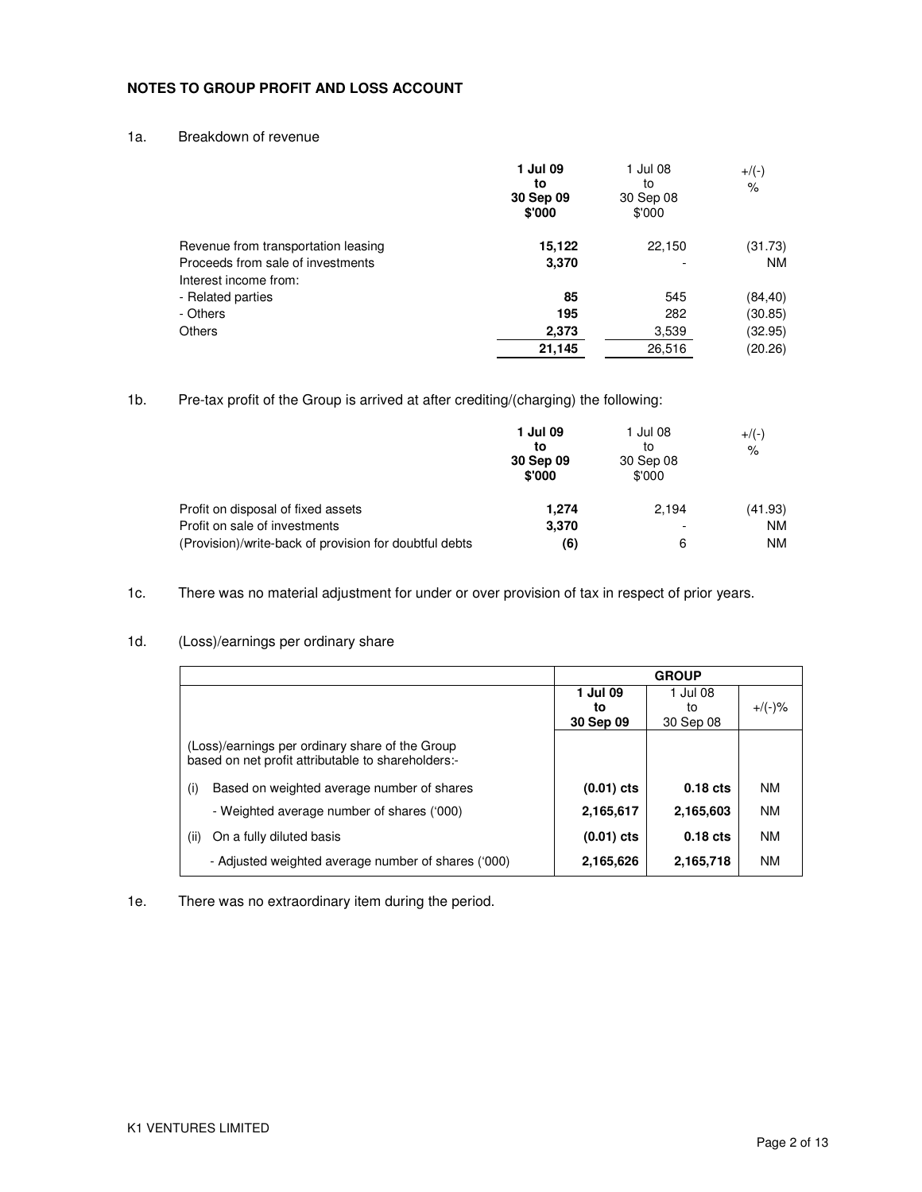**NOTES TO GROUP PROFIT AND LOSS ACCOUNT**

1a. Breakdown of revenue

| | **1 Jul 09 to 30 Sep 09 $'000** | 1 Jul 08 to 30 Sep 08 $'000 | +/(-) % |
|---|---|---|---|
| Revenue from transportation leasing | **15,122** | 22,150 | (31.73) |
| Proceeds from sale of investments | **3,370** | - | NM |
| Interest income from: | | | |
| - Related parties | **85** | 545 | (84,40) |
| - Others | **195** | 282 | (30.85) |
| Others | **2,373** | 3,539 | (32.95) |
| | **21,145** | 26,516 | (20.26) |

1b. Pre-tax profit of the Group is arrived at after crediting/(charging) the following:

| | **1 Jul 09 to 30 Sep 09 $'000** | 1 Jul 08 to 30 Sep 08 $'000 | +/(-) % |
|---|---|---|---|
| Profit on disposal of fixed assets | **1,274** | 2,194 | (41.93) |
| Profit on sale of investments | **3,370** | - | NM |
| (Provision)/write-back of provision for doubtful debts | **(6)** | 6 | NM |

1c. There was no material adjustment for under or over provision of tax in respect of prior years.

1d. (Loss)/earnings per ordinary share

| | **GROUP** | | |
|---|---|---|---|
| | **1 Jul 09 to 30 Sep 09** | 1 Jul 08 to 30 Sep 08 | +/(-)% |
| (Loss)/earnings per ordinary share of the Group based on net profit attributable to shareholders:- | | | |
| (i) Based on weighted average number of shares | **(0.01) cts** | **0.18 cts** | NM |
| - Weighted average number of shares ('000) | **2,165,617** | **2,165,603** | NM |
| (ii) On a fully diluted basis | **(0.01) cts** | **0.18 cts** | NM |
| - Adjusted weighted average number of shares ('000) | **2,165,626** | **2,165,718** | NM |

1e. There was no extraordinary item during the period.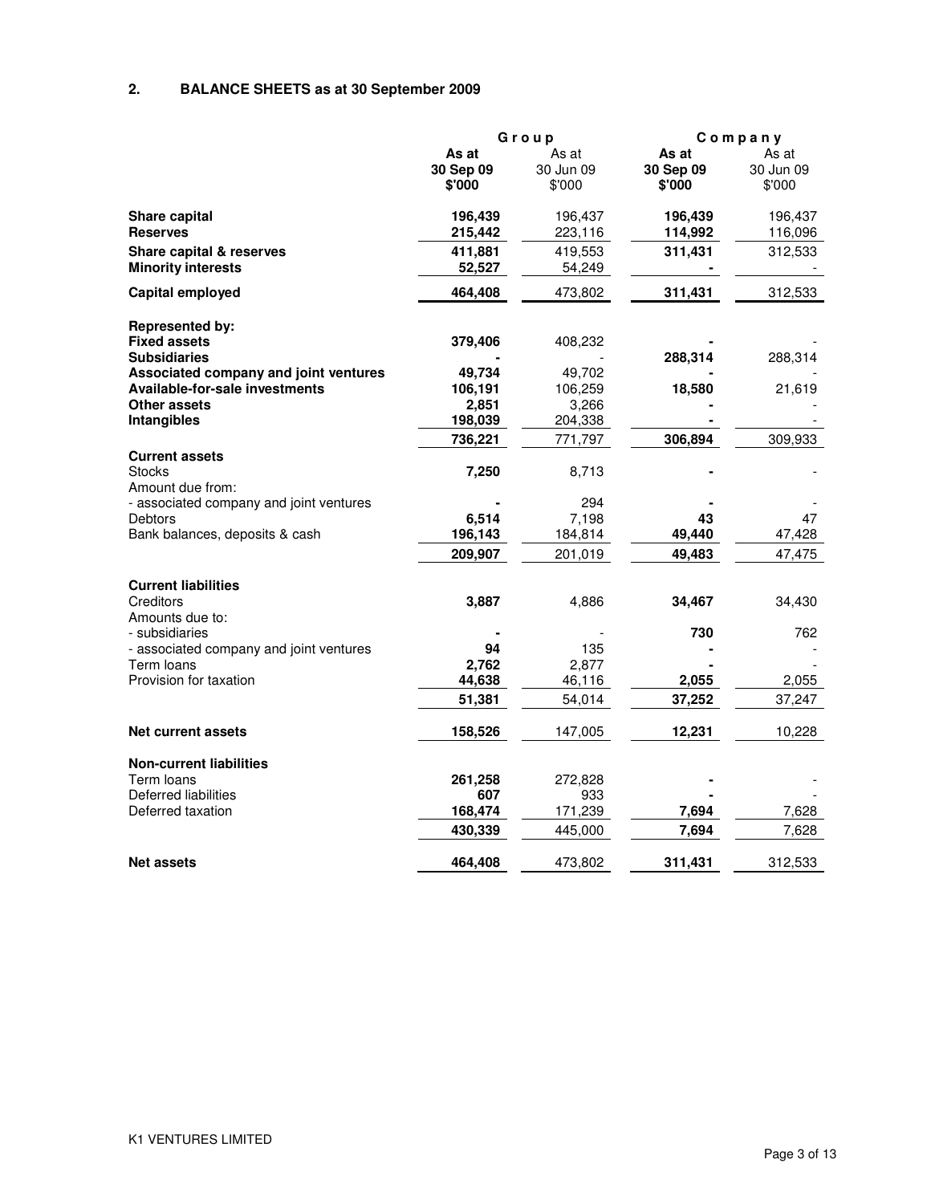## 2. BALANCE SHEETS as at 30 September 2009

| | Group | | Company | |
|---|---|---|---|---|
| | **As at 30 Sep 09 $'000** | As at 30 Jun 09 $'000 | **As at 30 Sep 09 $'000** | As at 30 Jun 09 $'000 |
| **Share capital** | **196,439** | 196,437 | **196,439** | 196,437 |
| **Reserves** | **215,442** | 223,116 | **114,992** | 116,096 |
| **Share capital & reserves** | **411,881** | 419,553 | **311,431** | 312,533 |
| **Minority interests** | **52,527** | 54,249 | **-** | - |
| **Capital employed** | **464,408** | 473,802 | **311,431** | 312,533 |
| | | | | |
| **Represented by:** | | | | |
| **Fixed assets** | **379,406** | 408,232 | **-** | - |
| **Subsidiaries** | **-** | - | **288,314** | 288,314 |
| **Associated company and joint ventures** | **49,734** | 49,702 | **-** | - |
| **Available-for-sale investments** | **106,191** | 106,259 | **18,580** | 21,619 |
| **Other assets** | **2,851** | 3,266 | **-** | - |
| **Intangibles** | **198,039** | 204,338 | **-** | - |
| | **736,221** | 771,797 | **306,894** | 309,933 |
| **Current assets** | | | | |
| Stocks | **7,250** | 8,713 | **-** | - |
| Amount due from: | | | | |
| - associated company and joint ventures | **-** | 294 | **-** | - |
| Debtors | **6,514** | 7,198 | **43** | 47 |
| Bank balances, deposits & cash | **196,143** | 184,814 | **49,440** | 47,428 |
| | **209,907** | 201,019 | **49,483** | 47,475 |
| | | | | |
| **Current liabilities** | | | | |
| Creditors | **3,887** | 4,886 | **34,467** | 34,430 |
| Amounts due to: | | | | |
| - subsidiaries | **-** | - | **730** | 762 |
| - associated company and joint ventures | **94** | 135 | **-** | - |
| Term loans | **2,762** | 2,877 | **-** | - |
| Provision for taxation | **44,638** | 46,116 | **2,055** | 2,055 |
| | **51,381** | 54,014 | **37,252** | 37,247 |
| | | | | |
| **Net current assets** | **158,526** | 147,005 | **12,231** | 10,228 |
| | | | | |
| **Non-current liabilities** | | | | |
| Term loans | **261,258** | 272,828 | **-** | - |
| Deferred liabilities | **607** | 933 | **-** | - |
| Deferred taxation | **168,474** | 171,239 | **7,694** | 7,628 |
| | **430,339** | 445,000 | **7,694** | 7,628 |
| | | | | |
| **Net assets** | **464,408** | 473,802 | **311,431** | 312,533 |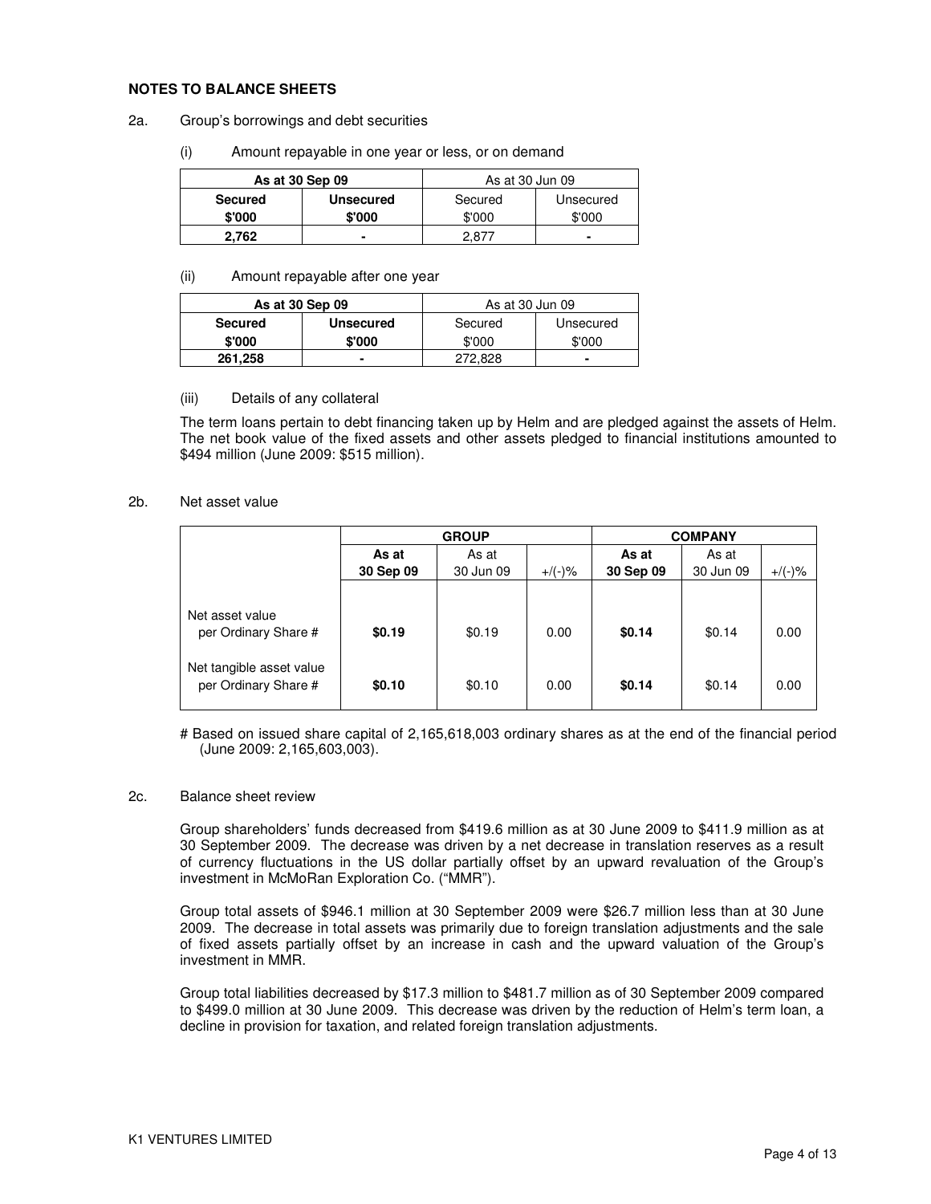**NOTES TO BALANCE SHEETS**

2a. Group's borrowings and debt securities

(i) Amount repayable in one year or less, or on demand

| **As at 30 Sep 09** | | As at 30 Jun 09 | |
|---|---|---|---|
| **Secured** | **Unsecured** | Secured | Unsecured |
| **$'000** | **$'000** | $'000 | $'000 |
| **2,762** | **-** | 2,877 | - |

(ii) Amount repayable after one year

| **As at 30 Sep 09** | | As at 30 Jun 09 | |
|---|---|---|---|
| **Secured** | **Unsecured** | Secured | Unsecured |
| **$'000** | **$'000** | $'000 | $'000 |
| **261,258** | **-** | 272,828 | - |

(iii) Details of any collateral

The term loans pertain to debt financing taken up by Helm and are pledged against the assets of Helm. The net book value of the fixed assets and other assets pledged to financial institutions amounted to $494 million (June 2009: $515 million).

2b. Net asset value

| | **GROUP** | | | **COMPANY** | | |
|---|---|---|---|---|---|---|
| | **As at 30 Sep 09** | As at 30 Jun 09 | +/(-)% | **As at 30 Sep 09** | As at 30 Jun 09 | +/(-)% |
| Net asset value per Ordinary Share # | **$0.19** | $0.19 | 0.00 | **$0.14** | $0.14 | 0.00 |
| Net tangible asset value per Ordinary Share # | **$0.10** | $0.10 | 0.00 | **$0.14** | $0.14 | 0.00 |

# Based on issued share capital of 2,165,618,003 ordinary shares as at the end of the financial period (June 2009: 2,165,603,003).

2c. Balance sheet review

Group shareholders' funds decreased from $419.6 million as at 30 June 2009 to $411.9 million as at 30 September 2009. The decrease was driven by a net decrease in translation reserves as a result of currency fluctuations in the US dollar partially offset by an upward revaluation of the Group's investment in McMoRan Exploration Co. ("MMR").

Group total assets of $946.1 million at 30 September 2009 were $26.7 million less than at 30 June 2009. The decrease in total assets was primarily due to foreign translation adjustments and the sale of fixed assets partially offset by an increase in cash and the upward valuation of the Group's investment in MMR.

Group total liabilities decreased by $17.3 million to $481.7 million as of 30 September 2009 compared to $499.0 million at 30 June 2009. This decrease was driven by the reduction of Helm's term loan, a decline in provision for taxation, and related foreign translation adjustments.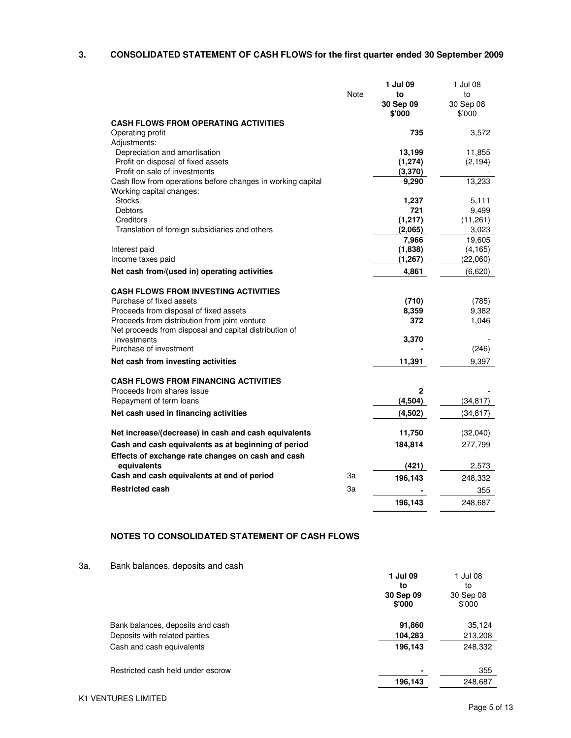### 3. CONSOLIDATED STATEMENT OF CASH FLOWS for the first quarter ended 30 September 2009

| | Note | **1 Jul 09 to 30 Sep 09 $'000** | 1 Jul 08 to 30 Sep 08 $'000 |
|---|---|---|---|
| **CASH FLOWS FROM OPERATING ACTIVITIES** | | | |
| Operating profit | | **735** | 3,572 |
| Adjustments: | | | |
| Depreciation and amortisation | | **13,199** | 11,855 |
| Profit on disposal of fixed assets | | **(1,274)** | (2,194) |
| Profit on sale of investments | | **(3,370)** | - |
| Cash flow from operations before changes in working capital | | **9,290** | 13,233 |
| Working capital changes: | | | |
| Stocks | | **1,237** | 5,111 |
| Debtors | | **721** | 9,499 |
| Creditors | | **(1,217)** | (11,261) |
| Translation of foreign subsidiaries and others | | **(2,065)** | 3,023 |
| | | **7,966** | 19,605 |
| Interest paid | | **(1,838)** | (4,165) |
| Income taxes paid | | **(1,267)** | (22,060) |
| **Net cash from/(used in) operating activities** | | **4,861** | (6,620) |
| **CASH FLOWS FROM INVESTING ACTIVITIES** | | | |
| Purchase of fixed assets | | **(710)** | (785) |
| Proceeds from disposal of fixed assets | | **8,359** | 9,382 |
| Proceeds from distribution from joint venture | | **372** | 1,046 |
| Net proceeds from disposal and capital distribution of investments | | **3,370** | - |
| Purchase of investment | | **-** | (246) |
| **Net cash from investing activities** | | **11,391** | 9,397 |
| **CASH FLOWS FROM FINANCING ACTIVITIES** | | | |
| Proceeds from shares issue | | **2** | - |
| Repayment of term loans | | **(4,504)** | (34,817) |
| **Net cash used in financing activities** | | **(4,502)** | (34,817) |
| **Net increase/(decrease) in cash and cash equivalents** | | **11,750** | (32,040) |
| **Cash and cash equivalents as at beginning of period** | | **184,814** | 277,799 |
| **Effects of exchange rate changes on cash and cash equivalents** | | **(421)** | 2,573 |
| **Cash and cash equivalents at end of period** | 3a | **196,143** | 248,332 |
| **Restricted cash** | 3a | **-** | 355 |
| | | **196,143** | 248,687 |

### NOTES TO CONSOLIDATED STATEMENT OF CASH FLOWS

3a. Bank balances, deposits and cash

| | **1 Jul 09 to 30 Sep 09 $'000** | 1 Jul 08 to 30 Sep 08 $'000 |
|---|---|---|
| Bank balances, deposits and cash | **91,860** | 35,124 |
| Deposits with related parties | **104,283** | 213,208 |
| Cash and cash equivalents | **196,143** | 248,332 |
| Restricted cash held under escrow | **-** | 355 |
| | **196,143** | 248,687 |

K1 VENTURES LIMITED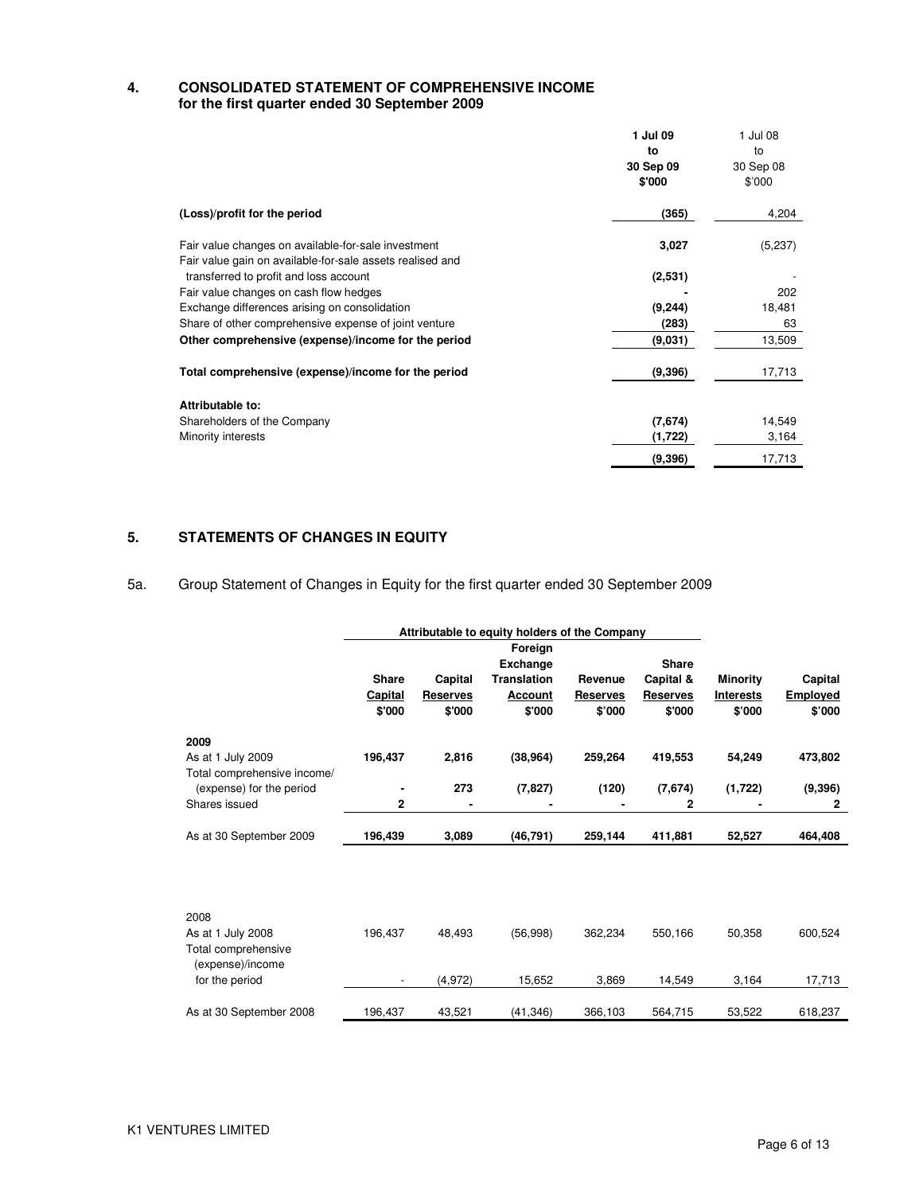## 4. CONSOLIDATED STATEMENT OF COMPREHENSIVE INCOME for the first quarter ended 30 September 2009

| | **1 Jul 09 to 30 Sep 09 $'000** | 1 Jul 08 to 30 Sep 08 $'000 |
|---|---|---|
| **(Loss)/profit for the period** | **(365)** | 4,204 |
| Fair value changes on available-for-sale investment | **3,027** | (5,237) |
| Fair value gain on available-for-sale assets realised and transferred to profit and loss account | **(2,531)** | - |
| Fair value changes on cash flow hedges | **-** | 202 |
| Exchange differences arising on consolidation | **(9,244)** | 18,481 |
| Share of other comprehensive expense of joint venture | **(283)** | 63 |
| **Other comprehensive (expense)/income for the period** | **(9,031)** | 13,509 |
| **Total comprehensive (expense)/income for the period** | **(9,396)** | 17,713 |
| **Attributable to:** | | |
| Shareholders of the Company | **(7,674)** | 14,549 |
| Minority interests | **(1,722)** | 3,164 |
| | **(9,396)** | 17,713 |

## 5. STATEMENTS OF CHANGES IN EQUITY

5a. Group Statement of Changes in Equity for the first quarter ended 30 September 2009

| | Attributable to equity holders of the Company | | | | | | |
|---|---|---|---|---|---|---|---|
| | **Share Capital $'000** | **Capital Reserves $'000** | **Foreign Exchange Translation Account $'000** | **Revenue Reserves $'000** | **Share Capital & Reserves $'000** | **Minority Interests $'000** | **Capital Employed $'000** |
| **2009** | | | | | | | |
| As at 1 July 2009 | **196,437** | **2,816** | **(38,964)** | **259,264** | **419,553** | **54,249** | **473,802** |
| Total comprehensive income/ (expense) for the period | **-** | **273** | **(7,827)** | **(120)** | **(7,674)** | **(1,722)** | **(9,396)** |
| Shares issued | **2** | **-** | **-** | **-** | **2** | **-** | **2** |
| As at 30 September 2009 | **196,439** | **3,089** | **(46,791)** | **259,144** | **411,881** | **52,527** | **464,408** |
| 2008 | | | | | | | |
| As at 1 July 2008 | 196,437 | 48,493 | (56,998) | 362,234 | 550,166 | 50,358 | 600,524 |
| Total comprehensive (expense)/income for the period | - | (4,972) | 15,652 | 3,869 | 14,549 | 3,164 | 17,713 |
| As at 30 September 2008 | 196,437 | 43,521 | (41,346) | 366,103 | 564,715 | 53,522 | 618,237 |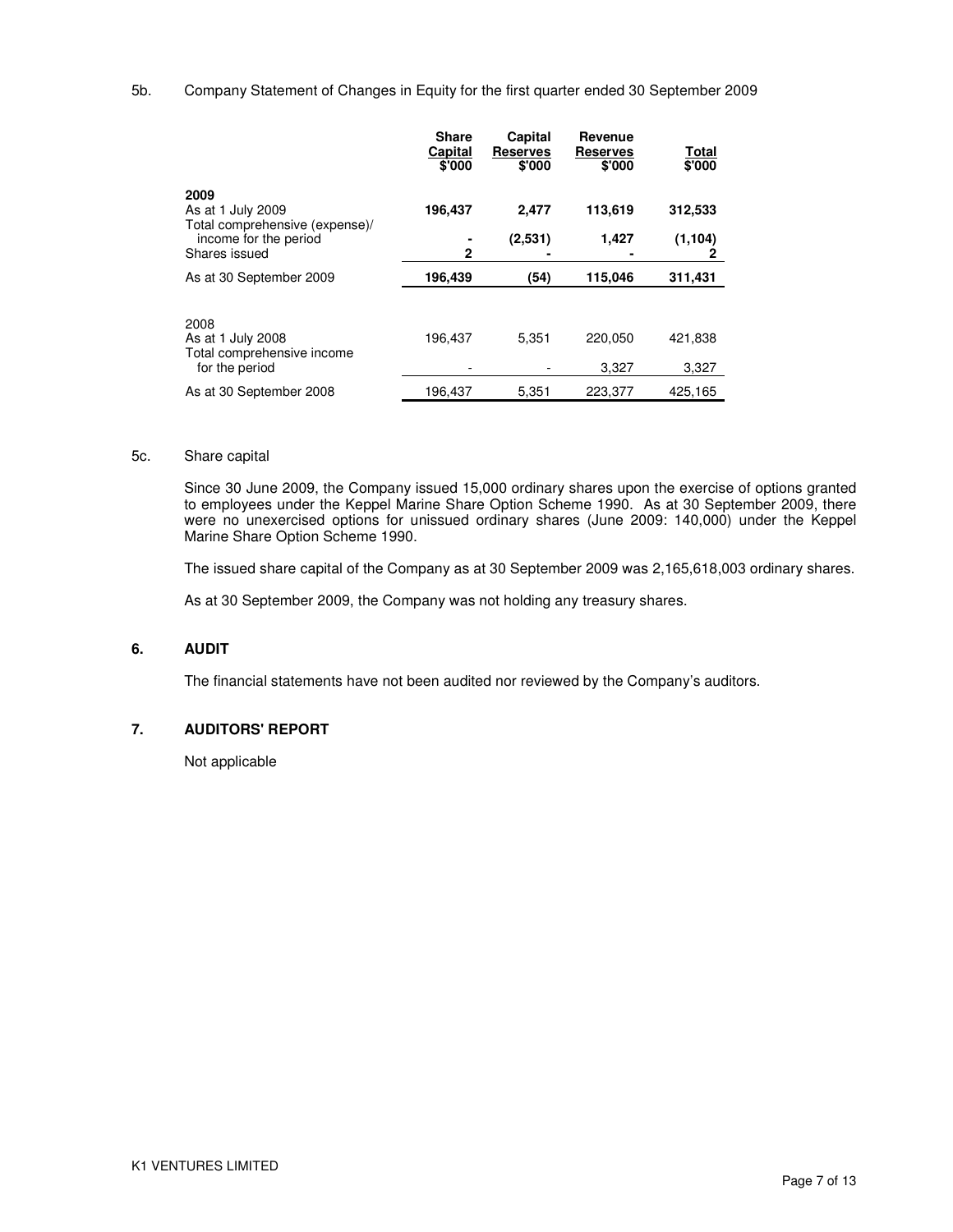5b. Company Statement of Changes in Equity for the first quarter ended 30 September 2009

| | Share Capital $'000 | Capital Reserves $'000 | Revenue Reserves $'000 | Total $'000 |
|---|---|---|---|---|
| **2009** | | | | |
| As at 1 July 2009 | **196,437** | **2,477** | **113,619** | **312,533** |
| Total comprehensive (expense)/ income for the period | **-** | **(2,531)** | **1,427** | **(1,104)** |
| Shares issued | **2** | **-** | **-** | **2** |
| As at 30 September 2009 | **196,439** | **(54)** | **115,046** | **311,431** |
| | | | | |
| 2008 | | | | |
| As at 1 July 2008 | 196,437 | 5,351 | 220,050 | 421,838 |
| Total comprehensive income for the period | - | - | 3,327 | 3,327 |
| As at 30 September 2008 | 196,437 | 5,351 | 223,377 | 425,165 |

5c. Share capital

Since 30 June 2009, the Company issued 15,000 ordinary shares upon the exercise of options granted to employees under the Keppel Marine Share Option Scheme 1990. As at 30 September 2009, there were no unexercised options for unissued ordinary shares (June 2009: 140,000) under the Keppel Marine Share Option Scheme 1990.

The issued share capital of the Company as at 30 September 2009 was 2,165,618,003 ordinary shares.

As at 30 September 2009, the Company was not holding any treasury shares.

## 6. AUDIT

The financial statements have not been audited nor reviewed by the Company's auditors.

## 7. AUDITORS' REPORT

Not applicable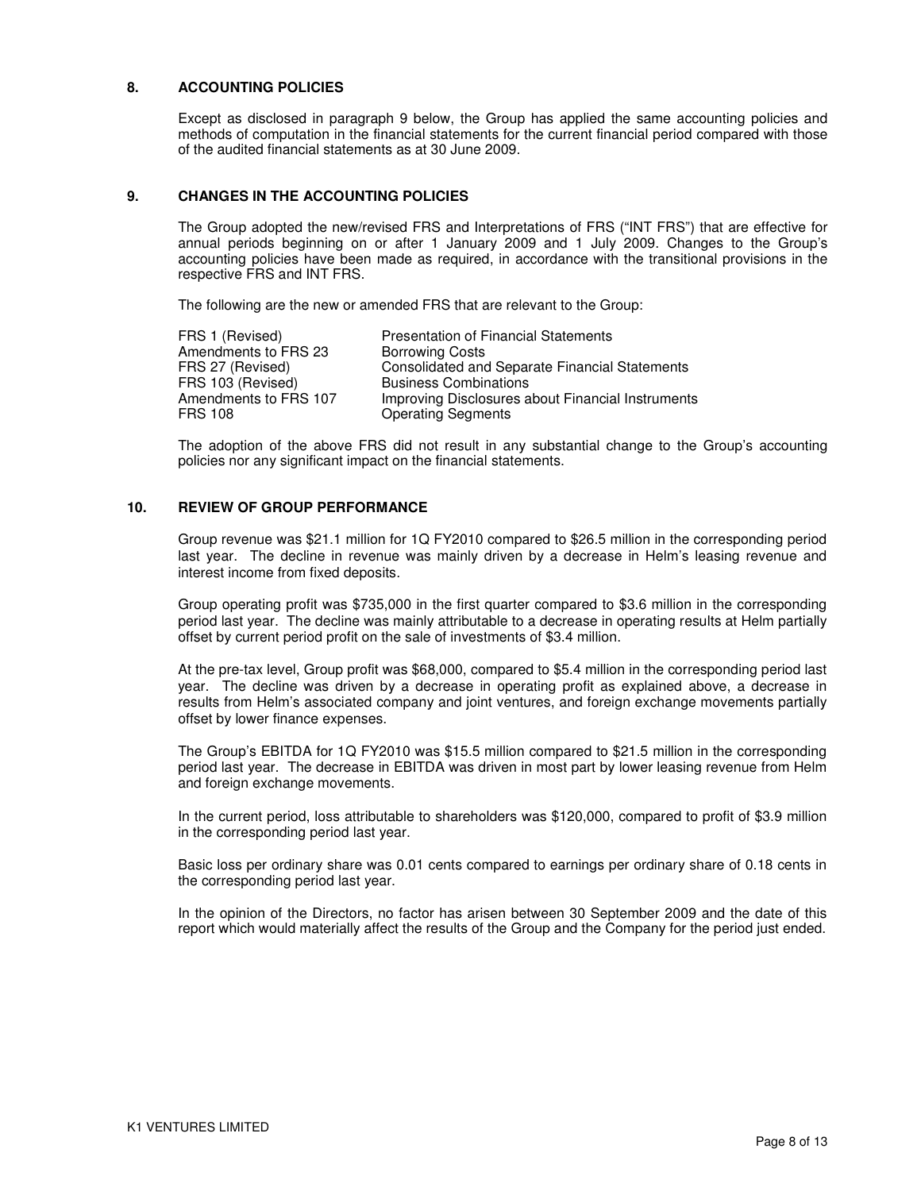## 8. ACCOUNTING POLICIES

Except as disclosed in paragraph 9 below, the Group has applied the same accounting policies and methods of computation in the financial statements for the current financial period compared with those of the audited financial statements as at 30 June 2009.

## 9. CHANGES IN THE ACCOUNTING POLICIES

The Group adopted the new/revised FRS and Interpretations of FRS ("INT FRS") that are effective for annual periods beginning on or after 1 January 2009 and 1 July 2009. Changes to the Group's accounting policies have been made as required, in accordance with the transitional provisions in the respective FRS and INT FRS.

The following are the new or amended FRS that are relevant to the Group:

| | |
|---|---|
| FRS 1 (Revised) | Presentation of Financial Statements |
| Amendments to FRS 23 | Borrowing Costs |
| FRS 27 (Revised) | Consolidated and Separate Financial Statements |
| FRS 103 (Revised) | Business Combinations |
| Amendments to FRS 107 | Improving Disclosures about Financial Instruments |
| FRS 108 | Operating Segments |

The adoption of the above FRS did not result in any substantial change to the Group's accounting policies nor any significant impact on the financial statements.

## 10. REVIEW OF GROUP PERFORMANCE

Group revenue was $21.1 million for 1Q FY2010 compared to $26.5 million in the corresponding period last year. The decline in revenue was mainly driven by a decrease in Helm's leasing revenue and interest income from fixed deposits.

Group operating profit was $735,000 in the first quarter compared to $3.6 million in the corresponding period last year. The decline was mainly attributable to a decrease in operating results at Helm partially offset by current period profit on the sale of investments of $3.4 million.

At the pre-tax level, Group profit was $68,000, compared to $5.4 million in the corresponding period last year. The decline was driven by a decrease in operating profit as explained above, a decrease in results from Helm's associated company and joint ventures, and foreign exchange movements partially offset by lower finance expenses.

The Group's EBITDA for 1Q FY2010 was $15.5 million compared to $21.5 million in the corresponding period last year. The decrease in EBITDA was driven in most part by lower leasing revenue from Helm and foreign exchange movements.

In the current period, loss attributable to shareholders was $120,000, compared to profit of $3.9 million in the corresponding period last year.

Basic loss per ordinary share was 0.01 cents compared to earnings per ordinary share of 0.18 cents in the corresponding period last year.

In the opinion of the Directors, no factor has arisen between 30 September 2009 and the date of this report which would materially affect the results of the Group and the Company for the period just ended.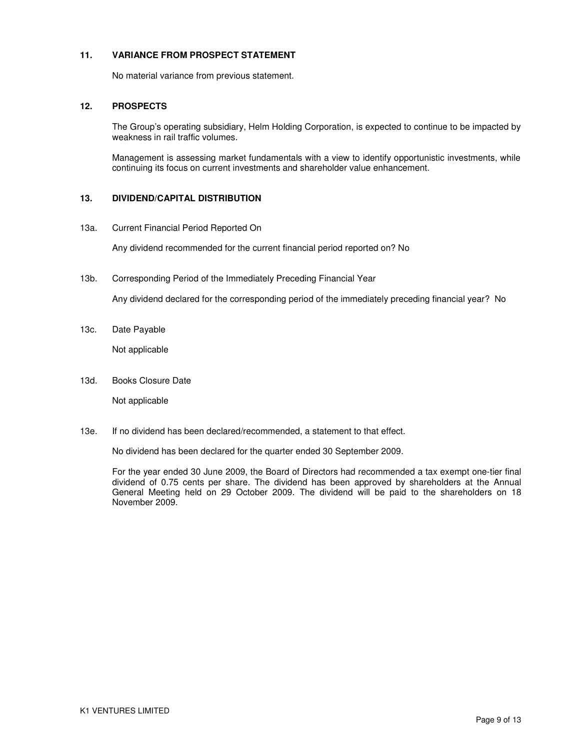## 11. VARIANCE FROM PROSPECT STATEMENT

No material variance from previous statement.

## 12. PROSPECTS

The Group's operating subsidiary, Helm Holding Corporation, is expected to continue to be impacted by weakness in rail traffic volumes.

Management is assessing market fundamentals with a view to identify opportunistic investments, while continuing its focus on current investments and shareholder value enhancement.

## 13. DIVIDEND/CAPITAL DISTRIBUTION

13a. Current Financial Period Reported On

Any dividend recommended for the current financial period reported on? No

13b. Corresponding Period of the Immediately Preceding Financial Year

Any dividend declared for the corresponding period of the immediately preceding financial year? No

13c. Date Payable

Not applicable

13d. Books Closure Date

Not applicable

13e. If no dividend has been declared/recommended, a statement to that effect.

No dividend has been declared for the quarter ended 30 September 2009.

For the year ended 30 June 2009, the Board of Directors had recommended a tax exempt one-tier final dividend of 0.75 cents per share. The dividend has been approved by shareholders at the Annual General Meeting held on 29 October 2009. The dividend will be paid to the shareholders on 18 November 2009.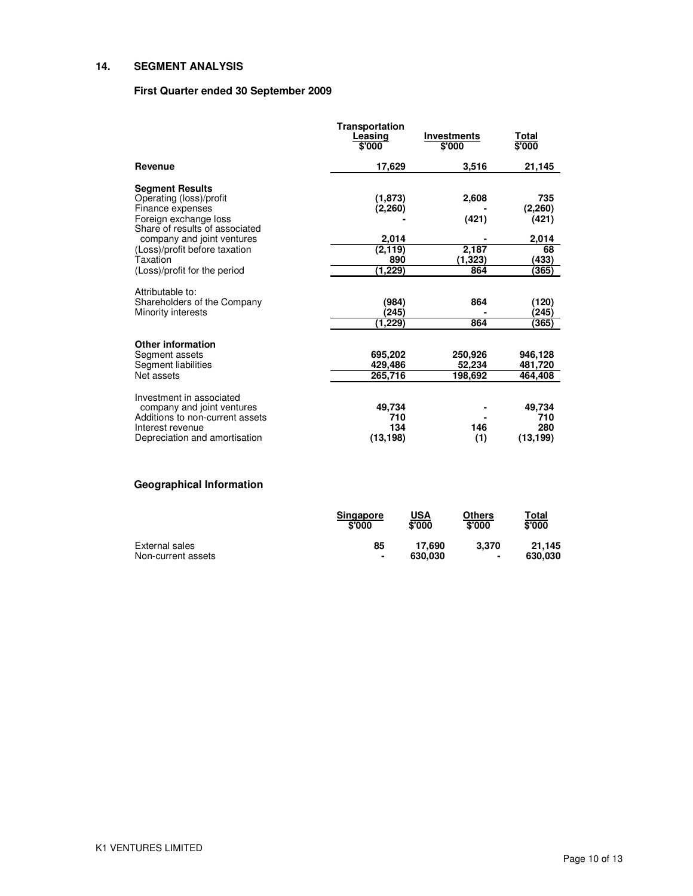## 14. SEGMENT ANALYSIS

### First Quarter ended 30 September 2009

| | Transportation Leasing $'000 | Investments $'000 | Total $'000 |
|---|---|---|---|
| **Revenue** | 17,629 | 3,516 | 21,145 |
| **Segment Results** | | | |
| Operating (loss)/profit | (1,873) | 2,608 | 735 |
| Finance expenses | (2,260) | - | (2,260) |
| Foreign exchange loss | - | (421) | (421) |
| Share of results of associated company and joint ventures | 2,014 | - | 2,014 |
| (Loss)/profit before taxation | (2,119) | 2,187 | 68 |
| Taxation | 890 | (1,323) | (433) |
| (Loss)/profit for the period | (1,229) | 864 | (365) |
| Attributable to: | | | |
| Shareholders of the Company | (984) | 864 | (120) |
| Minority interests | (245) | - | (245) |
| | (1,229) | 864 | (365) |
| **Other information** | | | |
| Segment assets | 695,202 | 250,926 | 946,128 |
| Segment liabilities | 429,486 | 52,234 | 481,720 |
| Net assets | 265,716 | 198,692 | 464,408 |
| Investment in associated company and joint ventures | 49,734 | - | 49,734 |
| Additions to non-current assets | 710 | - | 710 |
| Interest revenue | 134 | 146 | 280 |
| Depreciation and amortisation | (13,198) | (1) | (13,199) |

### Geographical Information

| | Singapore $'000 | USA $'000 | Others $'000 | Total $'000 |
|---|---|---|---|---|
| External sales | 85 | 17,690 | 3,370 | 21,145 |
| Non-current assets | - | 630,030 | - | 630,030 |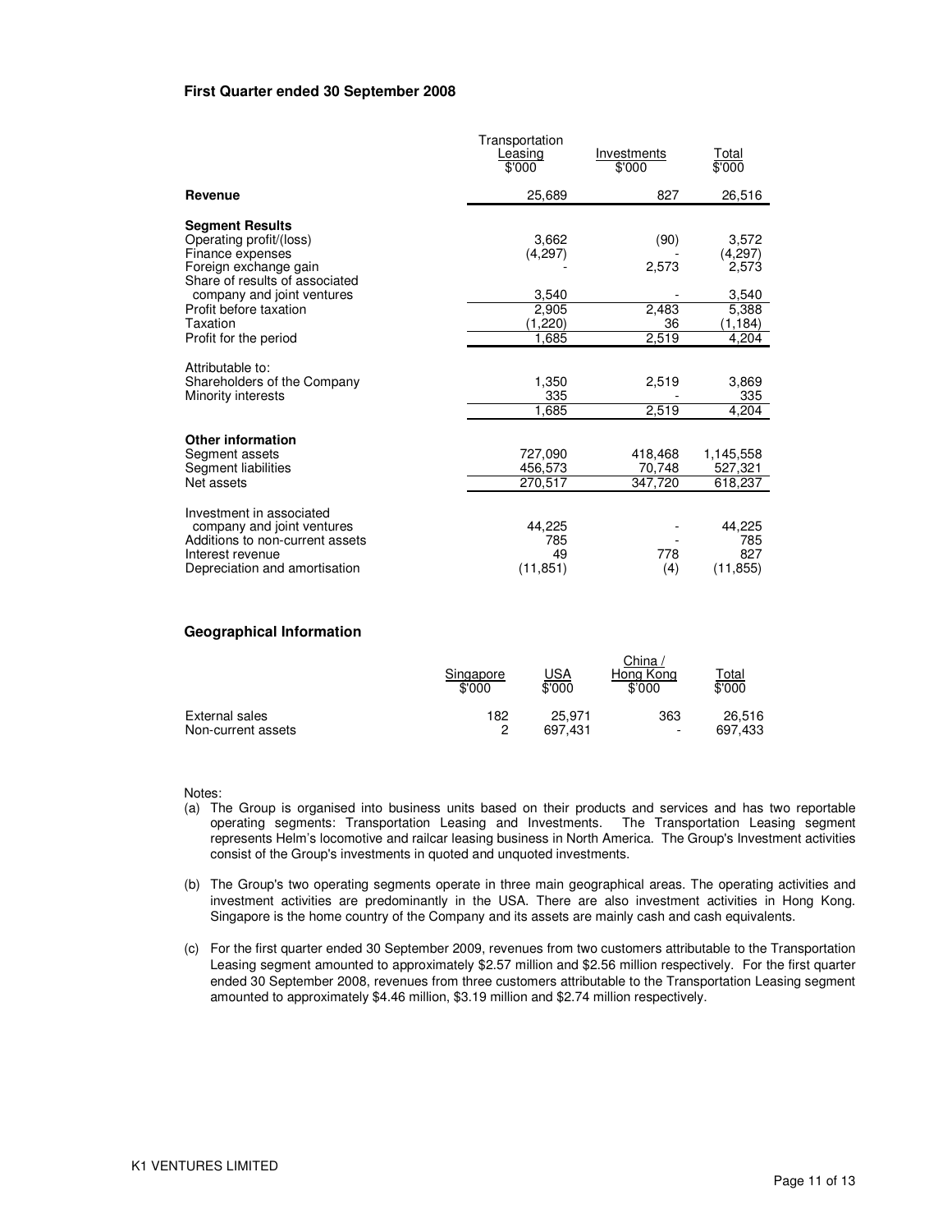**First Quarter ended 30 September 2008**

| | Transportation Leasing $'000 | Investments $'000 | Total $'000 |
|---|---|---|---|
| **Revenue** | 25,689 | 827 | 26,516 |
| **Segment Results** | | | |
| Operating profit/(loss) | 3,662 | (90) | 3,572 |
| Finance expenses | (4,297) | - | (4,297) |
| Foreign exchange gain | - | 2,573 | 2,573 |
| Share of results of associated company and joint ventures | 3,540 | - | 3,540 |
| Profit before taxation | 2,905 | 2,483 | 5,388 |
| Taxation | (1,220) | 36 | (1,184) |
| Profit for the period | 1,685 | 2,519 | 4,204 |
| Attributable to: | | | |
| Shareholders of the Company | 1,350 | 2,519 | 3,869 |
| Minority interests | 335 | - | 335 |
| | 1,685 | 2,519 | 4,204 |
| **Other information** | | | |
| Segment assets | 727,090 | 418,468 | 1,145,558 |
| Segment liabilities | 456,573 | 70,748 | 527,321 |
| Net assets | 270,517 | 347,720 | 618,237 |
| Investment in associated company and joint ventures | 44,225 | - | 44,225 |
| Additions to non-current assets | 785 | - | 785 |
| Interest revenue | 49 | 778 | 827 |
| Depreciation and amortisation | (11,851) | (4) | (11,855) |

**Geographical Information**

| | Singapore $'000 | USA $'000 | China / Hong Kong $'000 | Total $'000 |
|---|---|---|---|---|
| External sales | 182 | 25,971 | 363 | 26,516 |
| Non-current assets | 2 | 697,431 | - | 697,433 |

Notes:

(a) The Group is organised into business units based on their products and services and has two reportable operating segments: Transportation Leasing and Investments. The Transportation Leasing segment represents Helm's locomotive and railcar leasing business in North America. The Group's Investment activities consist of the Group's investments in quoted and unquoted investments.

(b) The Group's two operating segments operate in three main geographical areas. The operating activities and investment activities are predominantly in the USA. There are also investment activities in Hong Kong. Singapore is the home country of the Company and its assets are mainly cash and cash equivalents.

(c) For the first quarter ended 30 September 2009, revenues from two customers attributable to the Transportation Leasing segment amounted to approximately $2.57 million and $2.56 million respectively. For the first quarter ended 30 September 2008, revenues from three customers attributable to the Transportation Leasing segment amounted to approximately $4.46 million, $3.19 million and $2.74 million respectively.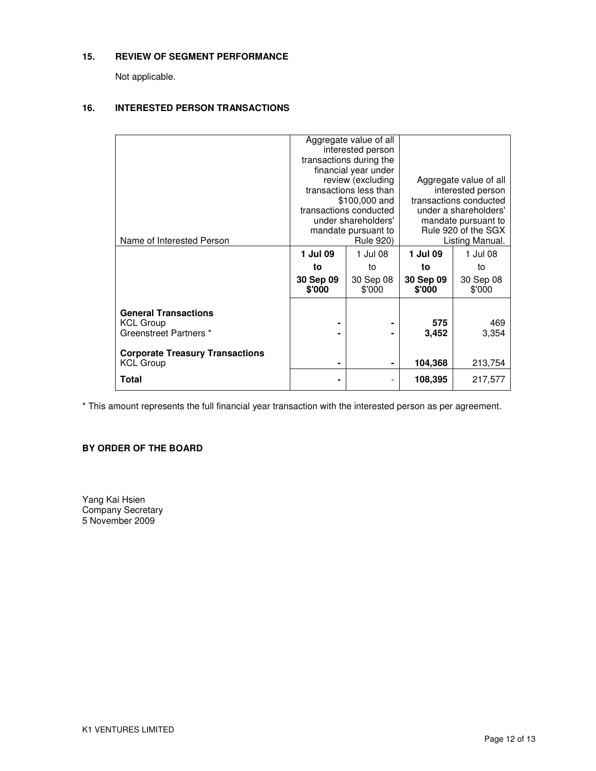## 15. REVIEW OF SEGMENT PERFORMANCE

Not applicable.

## 16. INTERESTED PERSON TRANSACTIONS

| Name of Interested Person | Aggregate value of all interested person transactions during the financial year under review (excluding transactions less than $100,000 and transactions conducted under shareholders' mandate pursuant to Rule 920) | | Aggregate value of all interested person transactions conducted under a shareholders' mandate pursuant to Rule 920 of the SGX Listing Manual. | |
|---|---|---|---|---|
| | **1 Jul 09 to 30 Sep 09 $'000** | 1 Jul 08 to 30 Sep 08 $'000 | **1 Jul 09 to 30 Sep 09 $'000** | 1 Jul 08 to 30 Sep 08 $'000 |
| **General Transactions** | | | | |
| KCL Group | **-** | **-** | **575** | 469 |
| Greenstreet Partners * | **-** | **-** | **3,452** | 3,354 |
| **Corporate Treasury Transactions** | | | | |
| KCL Group | **-** | **-** | **104,368** | 213,754 |
| **Total** | **-** | - | **108,395** | 217,577 |

\* This amount represents the full financial year transaction with the interested person as per agreement.

**BY ORDER OF THE BOARD**

Yang Kai Hsien
Company Secretary
5 November 2009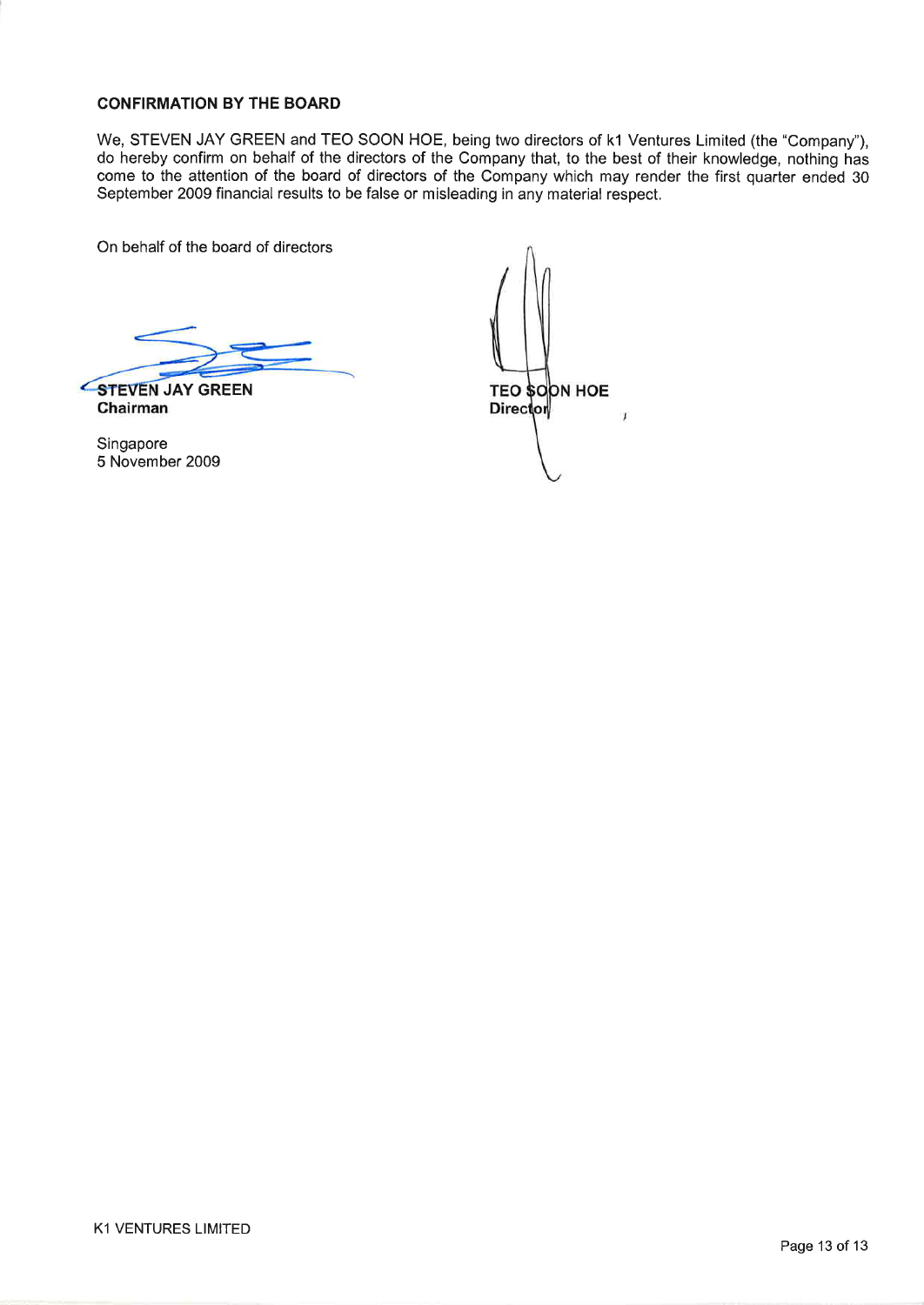**CONFIRMATION BY THE BOARD**

We, STEVEN JAY GREEN and TEO SOON HOE, being two directors of k1 Ventures Limited (the "Company"), do hereby confirm on behalf of the directors of the Company that, to the best of their knowledge, nothing has come to the attention of the board of directors of the Company which may render the first quarter ended 30 September 2009 financial results to be false or misleading in any material respect.

On behalf of the board of directors

**STEVEN JAY GREEN**
**Chairman**

**TEO SOON HOE**
**Director**

Singapore
5 November 2009